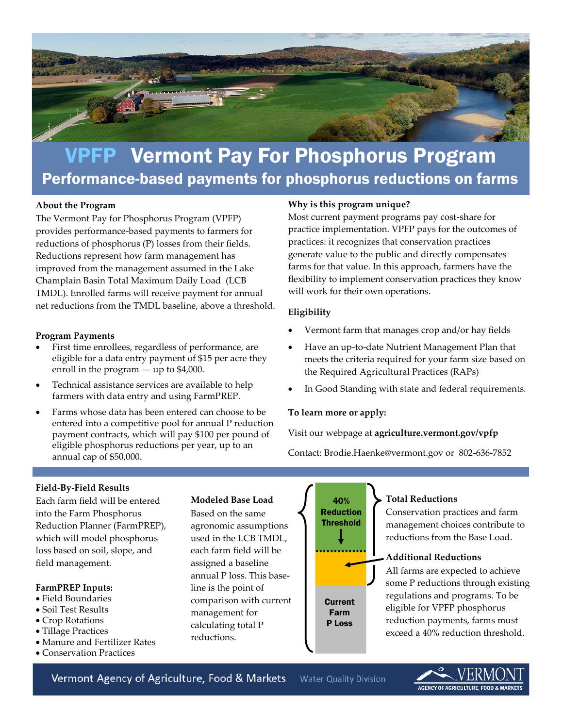# VPFP Vermont Pay For Phosphorus Program

## Performance-based payments for phosphorus reductions on farms

### About the Program

The Vermont Pay for Phosphorus Program (VPFP) provides performance-based payments to farmers for reductions of phosphorus (P) losses from their fields. Reductions represent how farm management has improved from the management assumed in the Lake Champlain Basin Total Maximum Daily Load (LCB TMDL). Enrolled farms will receive payment for annual net reductions from the TMDL baseline, above a threshold.

### Program Payments

- First time enrollees, regardless of performance, are eligible for a data entry payment of $15 per acre they enroll in the program — up to $4,000.
- Technical assistance services are available to help farmers with data entry and using FarmPREP.
- Farms whose data has been entered can choose to be entered into a competitive pool for annual P reduction payment contracts, which will pay $100 per pound of eligible phosphorus reductions per year, up to an annual cap of $50,000.

### Why is this program unique?

Most current payment programs pay cost-share for practice implementation. VPFP pays for the outcomes of practices: it recognizes that conservation practices generate value to the public and directly compensates farms for that value. In this approach, farmers have the flexibility to implement conservation practices they know will work for their own operations.

### Eligibility

- Vermont farm that manages crop and/or hay fields
- Have an up-to-date Nutrient Management Plan that meets the criteria required for your farm size based on the Required Agricultural Practices (RAPs)
- In Good Standing with state and federal requirements.

### To learn more or apply:

Visit our webpage at **agriculture.vermont.gov/vpfp**

Contact: Brodie.Haenke@vermont.gov or 802-636-7852

### Field-By-Field Results

Each farm field will be entered into the Farm Phosphorus Reduction Planner (FarmPREP), which will model phosphorus loss based on soil, slope, and field management.

### FarmPREP Inputs:

- Field Boundaries
- Soil Test Results
- Crop Rotations
- Tillage Practices
- Manure and Fertilizer Rates
- Conservation Practices

### Modeled Base Load

Based on the same agronomic assumptions used in the LCB TMDL, each farm field will be assigned a baseline annual P loss. This baseline is the point of comparison with current management for calculating total P reductions.

40% Reduction Threshold

Current Farm P Loss

### Total Reductions

Conservation practices and farm management choices contribute to reductions from the Base Load.

### Additional Reductions

All farms are expected to achieve some P reductions through existing regulations and programs. To be eligible for VPFP phosphorus reduction payments, farms must exceed a 40% reduction threshold.

Vermont Agency of Agriculture, Food & Markets — Water Quality Division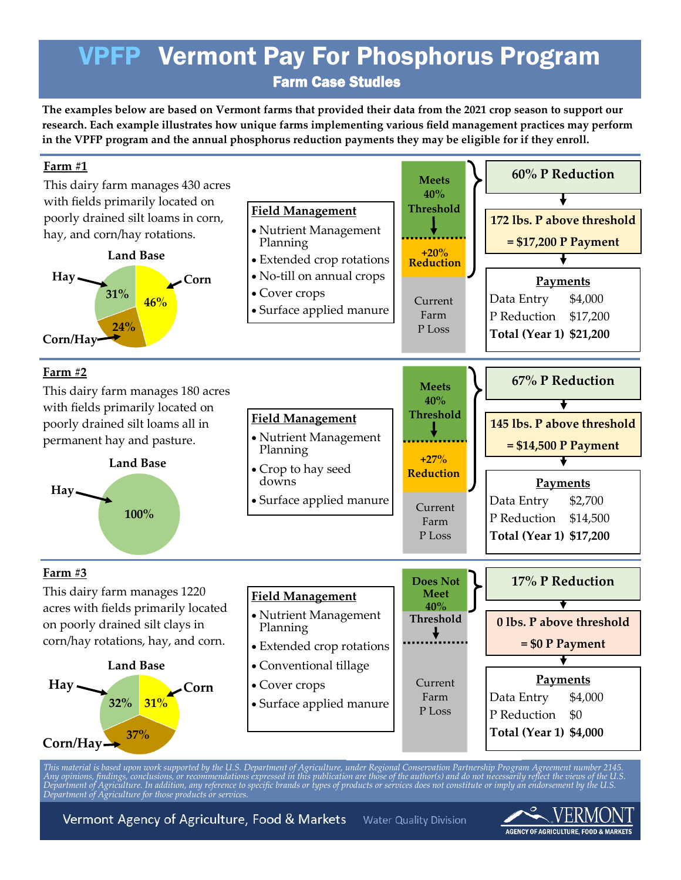# VPFP Vermont Pay For Phosphorus Program

## Farm Case Studies

**The examples below are based on Vermont farms that provided their data from the 2021 crop season to support our research. Each example illustrates how unique farms implementing various field management practices may perform in the VPFP program and the annual phosphorus reduction payments they may be eligible for if they enroll.**

### Farm #1

This dairy farm manages 430 acres with fields primarily located on poorly drained silt loams in corn, hay, and corn/hay rotations.

Land Base

Hay 31%

Corn 46%

Corn/Hay 24%

**Field Management**

- Nutrient Management Planning
- Extended crop rotations
- No-till on annual crops
- Cover crops
- Surface applied manure

Meets 40% Threshold

+20% Reduction

Current Farm P Loss

**60% P Reduction**

**172 lbs. P above threshold = $17,200 P Payment**

| **Payments** | |
|---|---|
| Data Entry | $4,000 |
| P Reduction | $17,200 |
| **Total (Year 1)** | **$21,200** |

### Farm #2

This dairy farm manages 180 acres with fields primarily located on poorly drained silt loams all in permanent hay and pasture.

Land Base

Hay 100%

**Field Management**

- Nutrient Management Planning
- Crop to hay seed downs
- Surface applied manure

Meets 40% Threshold

+27% Reduction

Current Farm P Loss

**67% P Reduction**

**145 lbs. P above threshold = $14,500 P Payment**

| **Payments** | |
|---|---|
| Data Entry | $2,700 |
| P Reduction | $14,500 |
| **Total (Year 1)** | **$17,200** |

### Farm #3

This dairy farm manages 1220 acres with fields primarily located on poorly drained silt clays in corn/hay rotations, hay, and corn.

Land Base

Hay 32%

Corn 31%

Corn/Hay 37%

**Field Management**

- Nutrient Management Planning
- Extended crop rotations
- Conventional tillage
- Cover crops
- Surface applied manure

Does Not Meet 40% Threshold

Current Farm P Loss

**17% P Reduction**

**0 lbs. P above threshold = $0 P Payment**

| **Payments** | |
|---|---|
| Data Entry | $4,000 |
| P Reduction | $0 |
| **Total (Year 1)** | **$4,000** |

*This material is based upon work supported by the U.S. Department of Agriculture, under Regional Conservation Partnership Program Agreement number 2145. Any opinions, findings, conclusions, or recommendations expressed in this publication are those of the author(s) and do not necessarily reflect the views of the U.S. Department of Agriculture. In addition, any reference to specific brands or types of products or services does not constitute or imply an endorsement by the U.S. Department of Agriculture for those products or services.*

Vermont Agency of Agriculture, Food & Markets — Water Quality Division

VERMONT AGENCY OF AGRICULTURE, FOOD & MARKETS